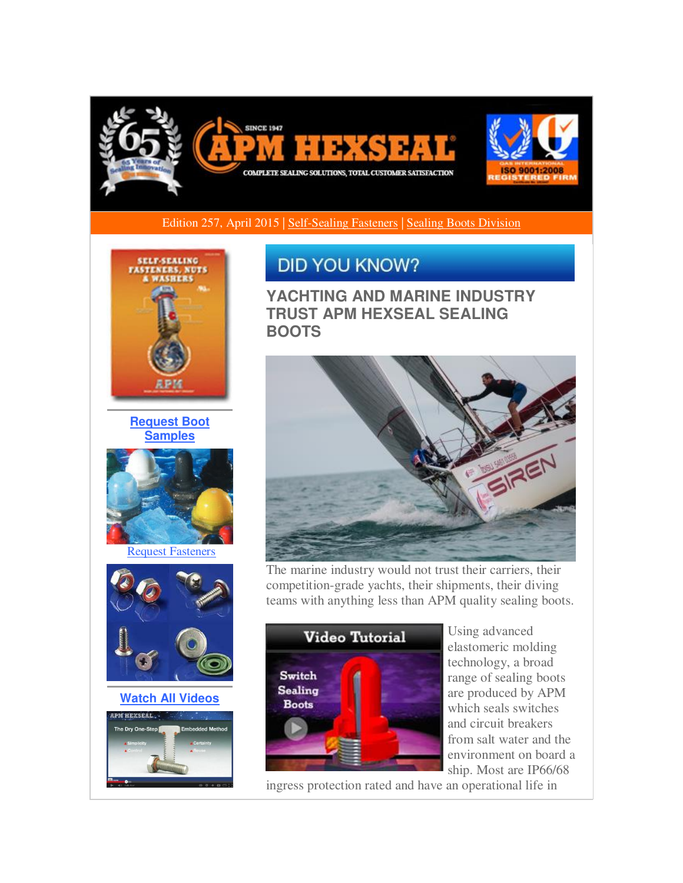Edition 257, April 2015 | Self-Sealing Fasteners | Sealing Boots Division

**Request Boot Samples**

Request Fasteners

**Watch All Videos**

## DID YOU KNOW?

### YACHTING AND MARINE INDUSTRY TRUST APM HEXSEAL SEALING BOOTS

The marine industry would not trust their carriers, their competition-grade yachts, their shipments, their diving teams with anything less than APM quality sealing boots.

Using advanced elastomeric molding technology, a broad range of sealing boots are produced by APM which seals switches and circuit breakers from salt water and the environment on board a ship. Most are IP66/68 ingress protection rated and have an operational life in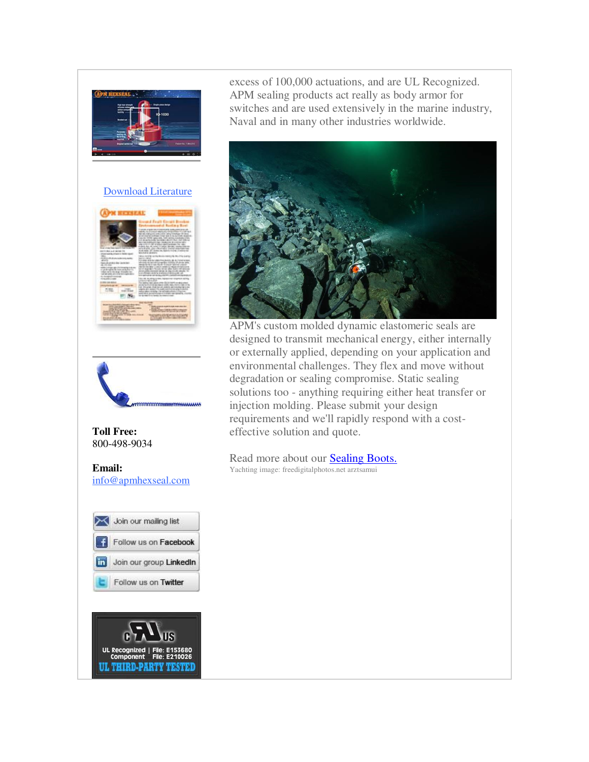excess of 100,000 actuations, and are UL Recognized. APM sealing products act really as body armor for switches and are used extensively in the marine industry, Naval and in many other industries worldwide.

APM's custom molded dynamic elastomeric seals are designed to transmit mechanical energy, either internally or externally applied, depending on your application and environmental challenges. They flex and move without degradation or sealing compromise. Static sealing solutions too - anything requiring either heat transfer or injection molding. Please submit your design requirements and we'll rapidly respond with a cost-effective solution and quote.

Read more about our Sealing Boots.

Yachting image: freedigitalphotos.net arztsamui

Download Literature

**Toll Free:**
800-498-9034

**Email:**
info@apmhexseal.com

Join our mailing list

Follow us on Facebook

Join our group LinkedIn

Follow us on Twitter

UL Recognized Component | File: E153680 File: E210026

UL THIRD-PARTY TESTED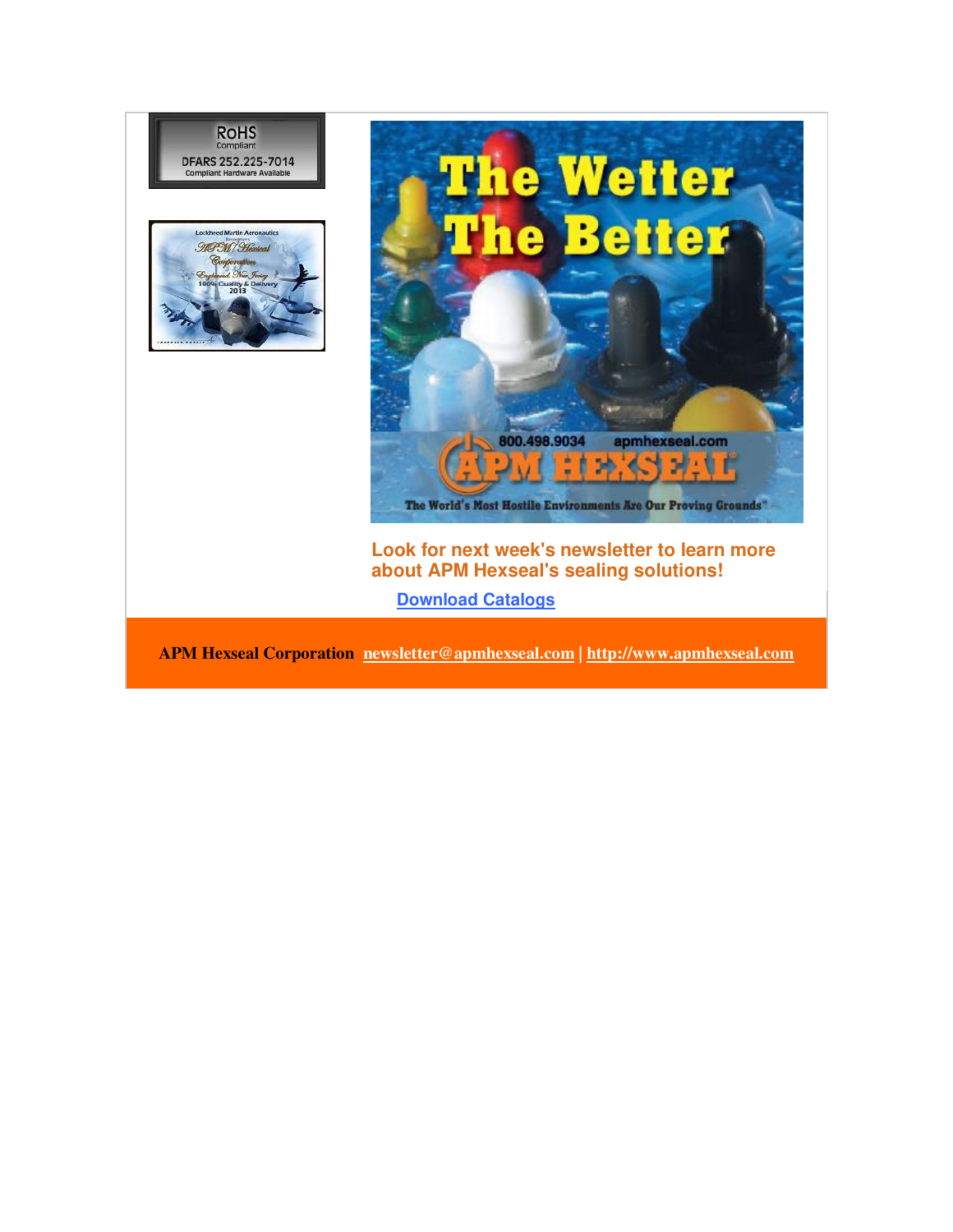Look for next week's newsletter to learn more about APM Hexseal's sealing solutions!

[Download Catalogs]

**APM Hexseal Corporation** newsletter@apmhexseal.com | http://www.apmhexseal.com